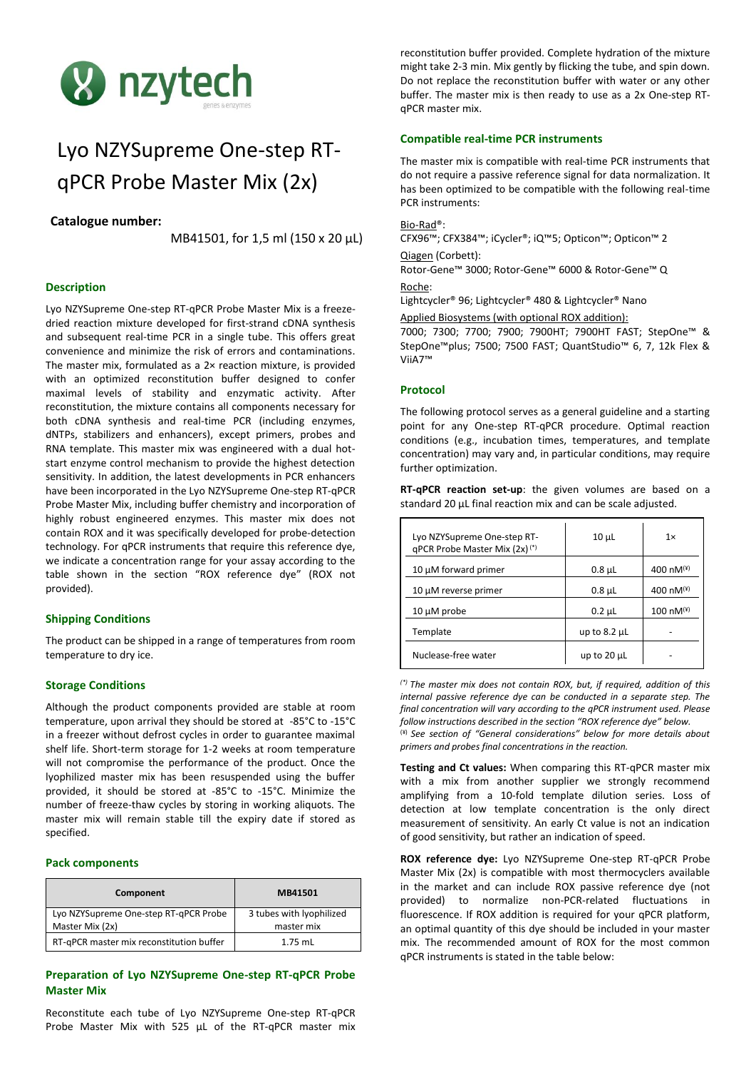# Lyo NZYSupreme One-step RT-qPCR Probe Master Mix (2x)

**Catalogue number:**

MB41501, for 1,5 ml (150 x 20 µL)

## Description

Lyo NZYSupreme One-step RT-qPCR Probe Master Mix is a freeze-dried reaction mixture developed for first-strand cDNA synthesis and subsequent real-time PCR in a single tube. This offers great convenience and minimize the risk of errors and contaminations. The master mix, formulated as a 2× reaction mixture, is provided with an optimized reconstitution buffer designed to confer maximal levels of stability and enzymatic activity. After reconstitution, the mixture contains all components necessary for both cDNA synthesis and real-time PCR (including enzymes, dNTPs, stabilizers and enhancers), except primers, probes and RNA template. This master mix was engineered with a dual hot-start enzyme control mechanism to provide the highest detection sensitivity. In addition, the latest developments in PCR enhancers have been incorporated in the Lyo NZYSupreme One-step RT-qPCR Probe Master Mix, including buffer chemistry and incorporation of highly robust engineered enzymes. This master mix does not contain ROX and it was specifically developed for probe-detection technology. For qPCR instruments that require this reference dye, we indicate a concentration range for your assay according to the table shown in the section "ROX reference dye" (ROX not provided).

## Shipping Conditions

The product can be shipped in a range of temperatures from room temperature to dry ice.

## Storage Conditions

Although the product components provided are stable at room temperature, upon arrival they should be stored at -85°C to -15°C in a freezer without defrost cycles in order to guarantee maximal shelf life. Short-term storage for 1-2 weeks at room temperature will not compromise the performance of the product. Once the lyophilized master mix has been resuspended using the buffer provided, it should be stored at -85°C to -15°C. Minimize the number of freeze-thaw cycles by storing in working aliquots. The master mix will remain stable till the expiry date if stored as specified.

## Pack components

| Component | MB41501 |
|---|---|
| Lyo NZYSupreme One-step RT-qPCR Probe Master Mix (2x) | 3 tubes with lyophilized master mix |
| RT-qPCR master mix reconstitution buffer | 1.75 mL |

## Preparation of Lyo NZYSupreme One-step RT-qPCR Probe Master Mix

Reconstitute each tube of Lyo NZYSupreme One-step RT-qPCR Probe Master Mix with 525 µL of the RT-qPCR master mix reconstitution buffer provided. Complete hydration of the mixture might take 2-3 min. Mix gently by flicking the tube, and spin down. Do not replace the reconstitution buffer with water or any other buffer. The master mix is then ready to use as a 2x One-step RT-qPCR master mix.

## Compatible real-time PCR instruments

The master mix is compatible with real-time PCR instruments that do not require a passive reference signal for data normalization. It has been optimized to be compatible with the following real-time PCR instruments:

Bio-Rad®:
CFX96™; CFX384™; iCycler®; iQ™5; Opticon™; Opticon™ 2

Qiagen (Corbett):
Rotor-Gene™ 3000; Rotor-Gene™ 6000 & Rotor-Gene™ Q

Roche:
Lightcycler® 96; Lightcycler® 480 & Lightcycler® Nano

Applied Biosystems (with optional ROX addition):
7000; 7300; 7700; 7900; 7900HT; 7900HT FAST; StepOne™ & StepOne™plus; 7500; 7500 FAST; QuantStudio™ 6, 7, 12k Flex & ViiA7™

## Protocol

The following protocol serves as a general guideline and a starting point for any One-step RT-qPCR procedure. Optimal reaction conditions (e.g., incubation times, temperatures, and template concentration) may vary and, in particular conditions, may require further optimization.

**RT-qPCR reaction set-up**: the given volumes are based on a standard 20 µL final reaction mix and can be scale adjusted.

| | | |
|---|---|---|
| Lyo NZYSupreme One-step RT-qPCR Probe Master Mix (2x) (*) | 10 µL | 1× |
| 10 µM forward primer | 0.8 µL | 400 nM(¥) |
| 10 µM reverse primer | 0.8 µL | 400 nM(¥) |
| 10 µM probe | 0.2 µL | 100 nM(¥) |
| Template | up to 8.2 µL | - |
| Nuclease-free water | up to 20 µL | - |

*(\*) The master mix does not contain ROX, but, if required, addition of this internal passive reference dye can be conducted in a separate step. The final concentration will vary according to the qPCR instrument used. Please follow instructions described in the section "ROX reference dye" below.*
*(¥) See section of "General considerations" below for more details about primers and probes final concentrations in the reaction.*

**Testing and Ct values:** When comparing this RT-qPCR master mix with a mix from another supplier we strongly recommend amplifying from a 10-fold template dilution series. Loss of detection at low template concentration is the only direct measurement of sensitivity. An early Ct value is not an indication of good sensitivity, but rather an indication of speed.

**ROX reference dye:** Lyo NZYSupreme One-step RT-qPCR Probe Master Mix (2x) is compatible with most thermocyclers available in the market and can include ROX passive reference dye (not provided) to normalize non-PCR-related fluctuations in fluorescence. If ROX addition is required for your qPCR platform, an optimal quantity of this dye should be included in your master mix. The recommended amount of ROX for the most common qPCR instruments is stated in the table below: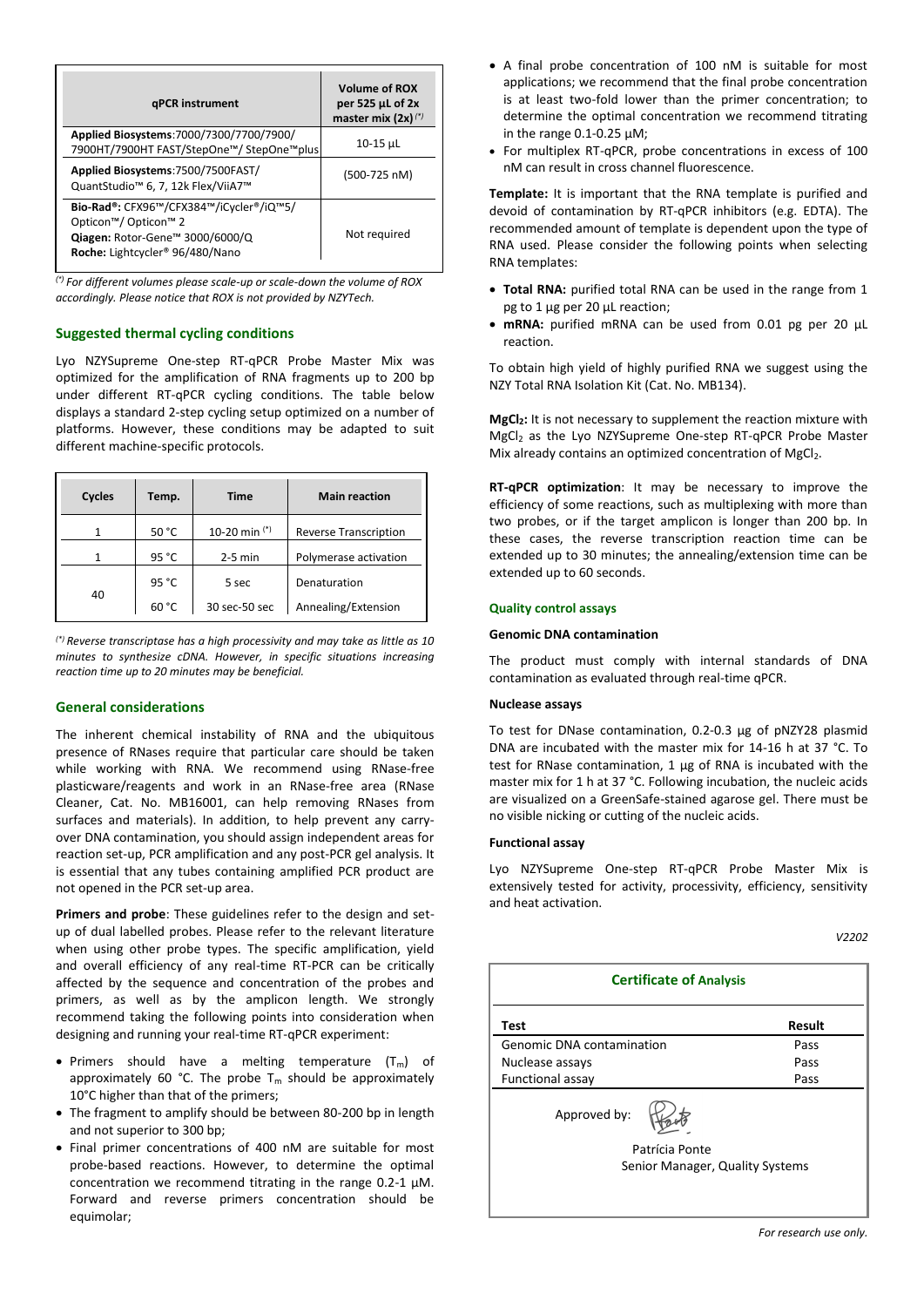| qPCR instrument | Volume of ROX per 525 µL of 2x master mix (2x) [(*)] |
|---|---|
| **Applied Biosystems**:7000/7300/7700/7900/ 7900HT/7900HT FAST/StepOne™/ StepOne™plus | 10-15 µL |
| **Applied Biosystems**:7500/7500FAST/ QuantStudio™ 6, 7, 12k Flex/ViiA7™ | (500-725 nM) |
| **Bio-Rad®**: CFX96™/CFX384™/iCycler®/iQ™5/ Opticon™/ Opticon™ 2 **Qiagen:** Rotor-Gene™ 3000/6000/Q **Roche:** Lightcycler® 96/480/Nano | Not required |

*[(*)] For different volumes please scale-up or scale-down the volume of ROX accordingly. Please notice that ROX is not provided by NZYTech.*

## Suggested thermal cycling conditions

Lyo NZYSupreme One-step RT-qPCR Probe Master Mix was optimized for the amplification of RNA fragments up to 200 bp under different RT-qPCR cycling conditions. The table below displays a standard 2-step cycling setup optimized on a number of platforms. However, these conditions may be adapted to suit different machine-specific protocols.

| Cycles | Temp. | Time | Main reaction |
|---|---|---|---|
| 1 | 50 °C | 10-20 min [(*)] | Reverse Transcription |
| 1 | 95 °C | 2-5 min | Polymerase activation |
| 40 | 95 °C | 5 sec | Denaturation |
| | 60 °C | 30 sec-50 sec | Annealing/Extension |

*[(*)] Reverse transcriptase has a high processivity and may take as little as 10 minutes to synthesize cDNA. However, in specific situations increasing reaction time up to 20 minutes may be beneficial.*

## General considerations

The inherent chemical instability of RNA and the ubiquitous presence of RNases require that particular care should be taken while working with RNA. We recommend using RNase-free plasticware/reagents and work in an RNase-free area (RNase Cleaner, Cat. No. MB16001, can help removing RNases from surfaces and materials). In addition, to help prevent any carry-over DNA contamination, you should assign independent areas for reaction set-up, PCR amplification and any post-PCR gel analysis. It is essential that any tubes containing amplified PCR product are not opened in the PCR set-up area.

**Primers and probe**: These guidelines refer to the design and set-up of dual labelled probes. Please refer to the relevant literature when using other probe types. The specific amplification, yield and overall efficiency of any real-time RT-PCR can be critically affected by the sequence and concentration of the probes and primers, as well as by the amplicon length. We strongly recommend taking the following points into consideration when designing and running your real-time RT-qPCR experiment:

- Primers should have a melting temperature ($T_m$) of approximately 60 °C. The probe $T_m$ should be approximately 10°C higher than that of the primers;
- The fragment to amplify should be between 80-200 bp in length and not superior to 300 bp;
- Final primer concentrations of 400 nM are suitable for most probe-based reactions. However, to determine the optimal concentration we recommend titrating in the range 0.2-1 µM. Forward and reverse primers concentration should be equimolar;
- A final probe concentration of 100 nM is suitable for most applications; we recommend that the final probe concentration is at least two-fold lower than the primer concentration; to determine the optimal concentration we recommend titrating in the range 0.1-0.25 µM;
- For multiplex RT-qPCR, probe concentrations in excess of 100 nM can result in cross channel fluorescence.

**Template:** It is important that the RNA template is purified and devoid of contamination by RT-qPCR inhibitors (e.g. EDTA). The recommended amount of template is dependent upon the type of RNA used. Please consider the following points when selecting RNA templates:

- **Total RNA:** purified total RNA can be used in the range from 1 pg to 1 µg per 20 µL reaction;
- **mRNA:** purified mRNA can be used from 0.01 pg per 20 µL reaction.

To obtain high yield of highly purified RNA we suggest using the NZY Total RNA Isolation Kit (Cat. No. MB134).

**$MgCl_2$:** It is not necessary to supplement the reaction mixture with $MgCl_2$ as the Lyo NZYSupreme One-step RT-qPCR Probe Master Mix already contains an optimized concentration of $MgCl_2$.

**RT-qPCR optimization**: It may be necessary to improve the efficiency of some reactions, such as multiplexing with more than two probes, or if the target amplicon is longer than 200 bp. In these cases, the reverse transcription reaction time can be extended up to 30 minutes; the annealing/extension time can be extended up to 60 seconds.

## Quality control assays

### Genomic DNA contamination

The product must comply with internal standards of DNA contamination as evaluated through real-time qPCR.

### Nuclease assays

To test for DNase contamination, 0.2-0.3 µg of pNZY28 plasmid DNA are incubated with the master mix for 14-16 h at 37 °C. To test for RNase contamination, 1 µg of RNA is incubated with the master mix for 1 h at 37 °C. Following incubation, the nucleic acids are visualized on a GreenSafe-stained agarose gel. There must be no visible nicking or cutting of the nucleic acids.

### Functional assay

Lyo NZYSupreme One-step RT-qPCR Probe Master Mix is extensively tested for activity, processivity, efficiency, sensitivity and heat activation.

*V2202*

## Certificate of Analysis

| Test | Result |
|---|---|
| Genomic DNA contamination | Pass |
| Nuclease assays | Pass |
| Functional assay | Pass |

Approved by:

Patrícia Ponte
Senior Manager, Quality Systems

*For research use only.*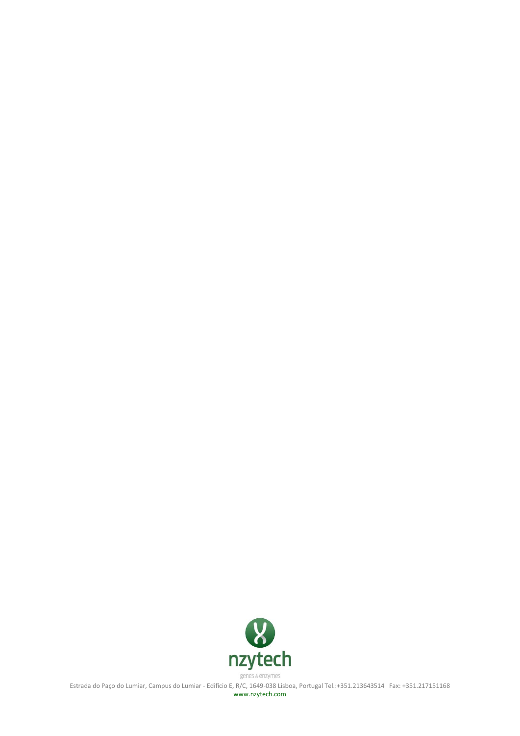nzytech

genes & enzymes

Estrada do Paço do Lumiar, Campus do Lumiar - Edifício E, R/C, 1649-038 Lisboa, Portugal Tel.:+351.213643514 Fax: +351.217151168

www.nzytech.com